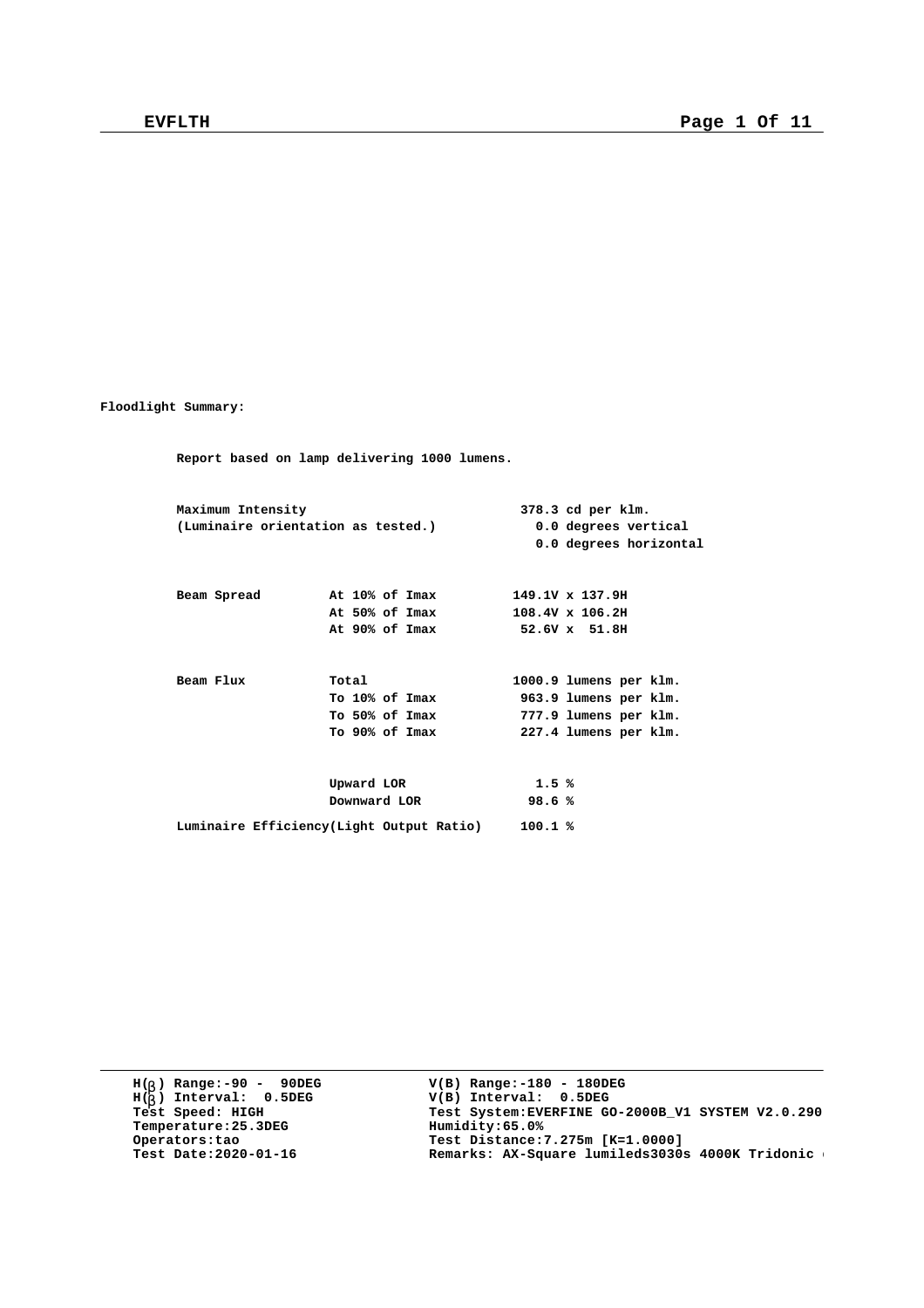**Floodlight Summary:**

**Report based on lamp delivering 1000 lumens.**

| | | |
|---|---|---|
| **Maximum Intensity** | | **378.3 cd per klm.** |
| **(Luminaire orientation as tested.)** | | **0.0 degrees vertical** |
| | | **0.0 degrees horizontal** |
| **Beam Spread** | **At 10% of Imax** | **149.1V x 137.9H** |
| | **At 50% of Imax** | **108.4V x 106.2H** |
| | **At 90% of Imax** | **52.6V x 51.8H** |
| **Beam Flux** | **Total** | **1000.9 lumens per klm.** |
| | **To 10% of Imax** | **963.9 lumens per klm.** |
| | **To 50% of Imax** | **777.9 lumens per klm.** |
| | **To 90% of Imax** | **227.4 lumens per klm.** |
| | **Upward LOR** | **1.5 %** |
| | **Downward LOR** | **98.6 %** |
| **Luminaire Efficiency(Light Output Ratio)** | | **100.1 %** |

**H(β) Range:-90 - 90DEG**
**H(β) Interval: 0.5DEG**
**Test Speed: HIGH**
**Temperature:25.3DEG**
**Operators:tao**
**Test Date:2020-01-16**

**V(B) Range:-180 - 180DEG**
**V(B) Interval: 0.5DEG**
**Test System:EVERFINE GO-2000B_V1 SYSTEM V2.0.290**
**Humidity:65.0%**
**Test Distance:7.275m [K=1.0000]**
**Remarks: AX-Square lumileds3030s 4000K Tridonic**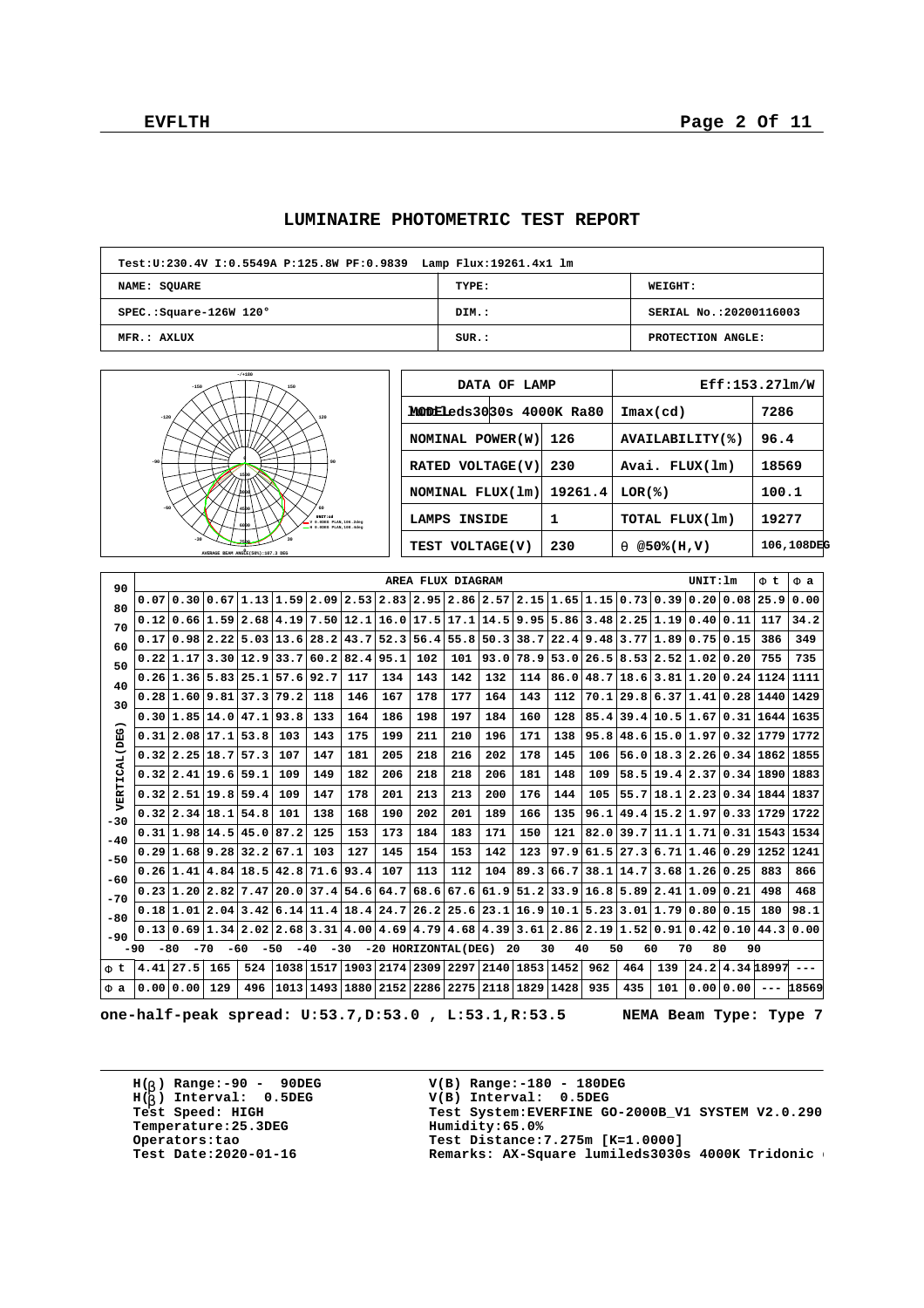# LUMINAIRE PHOTOMETRIC TEST REPORT

| Test:U:230.4V I:0.5549A P:125.8W PF:0.9839 Lamp Flux:19261.4x1 lm | | |
|---|---|---|
| NAME: SQUARE | TYPE: | WEIGHT: |
| SPEC.:Square-126W 120° | DIM.: | SERIAL No.:20200116003 |
| MFR.: AXLUX | SUR.: | PROTECTION ANGLE: |

AVERAGE BEAM ANGLE(50%):107.3 DEG

| DATA OF LAMP | | Eff:153.27lm/W | |
|---|---|---|---|
| MODEL: lumileds3030s 4000K Ra80 | | Imax(cd) | 7286 |
| NOMINAL POWER(W) | 126 | AVAILABILITY(%) | 96.4 |
| RATED VOLTAGE(V) | 230 | Avai. FLUX(lm) | 18569 |
| NOMINAL FLUX(lm) | 19261.4 | LOR(%) | 100.1 |
| LAMPS INSIDE | 1 | TOTAL FLUX(lm) | 19277 |
| TEST VOLTAGE(V) | 230 | θ @50%(H,V) | 106,108DEG |

AREA FLUX DIAGRAM (UNIT:lm)

| VERTICAL(DEG) \ HORIZONTAL(DEG) | -90 | -80 | -70 | -60 | -50 | -40 | -30 | -20 | -10 | 0 | 10 | 20 | 30 | 40 | 50 | 60 | 70 | 80 | Φ t | Φ a |
|---|---|---|---|---|---|---|---|---|---|---|---|---|---|---|---|---|---|---|---|---|
| 90 to 80 | 0.07 | 0.30 | 0.67 | 1.13 | 1.59 | 2.09 | 2.53 | 2.83 | 2.95 | 2.86 | 2.57 | 2.15 | 1.65 | 1.15 | 0.73 | 0.39 | 0.20 | 0.08 | 25.9 | 0.00 |
| 80 to 70 | 0.12 | 0.66 | 1.59 | 2.68 | 4.19 | 7.50 | 12.1 | 16.0 | 17.5 | 17.1 | 14.5 | 9.95 | 5.86 | 3.48 | 2.25 | 1.19 | 0.40 | 0.11 | 117 | 34.2 |
| 70 to 60 | 0.17 | 0.98 | 2.22 | 5.03 | 13.6 | 28.2 | 43.7 | 52.3 | 56.4 | 55.8 | 50.3 | 38.7 | 22.4 | 9.48 | 3.77 | 1.89 | 0.75 | 0.15 | 386 | 349 |
| 60 to 50 | 0.22 | 1.17 | 3.30 | 12.9 | 33.7 | 60.2 | 82.4 | 95.1 | 102 | 101 | 93.0 | 78.9 | 53.0 | 26.5 | 8.53 | 2.52 | 1.02 | 0.20 | 755 | 735 |
| 50 to 40 | 0.26 | 1.36 | 5.83 | 25.1 | 57.6 | 92.7 | 117 | 134 | 143 | 142 | 132 | 114 | 86.0 | 48.7 | 18.6 | 3.81 | 1.20 | 0.24 | 1124 | 1111 |
| 40 to 30 | 0.28 | 1.60 | 9.81 | 37.3 | 79.2 | 118 | 146 | 167 | 178 | 177 | 164 | 143 | 112 | 70.1 | 29.8 | 6.37 | 1.41 | 0.28 | 1440 | 1429 |
| 30 to 20 | 0.30 | 1.85 | 14.0 | 47.1 | 93.8 | 133 | 164 | 186 | 198 | 197 | 184 | 160 | 128 | 85.4 | 39.4 | 10.5 | 1.67 | 0.31 | 1644 | 1635 |
| 20 to 10 | 0.31 | 2.08 | 17.1 | 53.8 | 103 | 143 | 175 | 199 | 211 | 210 | 196 | 171 | 138 | 95.8 | 48.6 | 15.0 | 1.97 | 0.32 | 1779 | 1772 |
| 10 to 0 | 0.32 | 2.25 | 18.7 | 57.3 | 107 | 147 | 181 | 205 | 218 | 216 | 202 | 178 | 145 | 106 | 56.0 | 18.3 | 2.26 | 0.34 | 1862 | 1855 |
| 0 to -10 | 0.32 | 2.41 | 19.6 | 59.1 | 109 | 149 | 182 | 206 | 218 | 218 | 206 | 181 | 148 | 109 | 58.5 | 19.4 | 2.37 | 0.34 | 1890 | 1883 |
| -10 to -20 | 0.32 | 2.51 | 19.8 | 59.4 | 109 | 147 | 178 | 201 | 213 | 213 | 200 | 176 | 144 | 105 | 55.7 | 18.1 | 2.23 | 0.34 | 1844 | 1837 |
| -20 to -30 | 0.32 | 2.34 | 18.1 | 54.8 | 101 | 138 | 168 | 190 | 202 | 201 | 189 | 166 | 135 | 96.1 | 49.4 | 15.2 | 1.97 | 0.33 | 1729 | 1722 |
| -30 to -40 | 0.31 | 1.98 | 14.5 | 45.0 | 87.2 | 125 | 153 | 173 | 184 | 183 | 171 | 150 | 121 | 82.0 | 39.7 | 11.1 | 1.71 | 0.31 | 1543 | 1534 |
| -40 to -50 | 0.29 | 1.68 | 9.28 | 32.2 | 67.1 | 103 | 127 | 145 | 154 | 153 | 142 | 123 | 97.9 | 61.5 | 27.3 | 6.71 | 1.46 | 0.29 | 1252 | 1241 |
| -50 to -60 | 0.26 | 1.41 | 4.84 | 18.5 | 42.8 | 71.6 | 93.4 | 107 | 113 | 112 | 104 | 89.3 | 66.7 | 38.1 | 14.7 | 3.68 | 1.26 | 0.25 | 883 | 866 |
| -60 to -70 | 0.23 | 1.20 | 2.82 | 7.47 | 20.0 | 37.4 | 54.6 | 64.7 | 68.6 | 67.6 | 61.9 | 51.2 | 33.9 | 16.8 | 5.89 | 2.41 | 1.09 | 0.21 | 498 | 468 |
| -70 to -80 | 0.18 | 1.01 | 2.04 | 3.42 | 6.14 | 11.4 | 18.4 | 24.7 | 26.2 | 25.6 | 23.1 | 16.9 | 10.1 | 5.23 | 3.01 | 1.79 | 0.80 | 0.15 | 180 | 98.1 |
| -80 to -90 | 0.13 | 0.69 | 1.34 | 2.02 | 2.68 | 3.31 | 4.00 | 4.69 | 4.79 | 4.68 | 4.39 | 3.61 | 2.86 | 2.19 | 1.52 | 0.91 | 0.42 | 0.10 | 44.3 | 0.00 |
| Φ t | 4.41 | 27.5 | 165 | 524 | 1038 | 1517 | 1903 | 2174 | 2309 | 2297 | 2140 | 1853 | 1452 | 962 | 464 | 139 | 24.2 | 4.34 | 18997 | --- |
| Φ a | 0.00 | 0.00 | 129 | 496 | 1013 | 1493 | 1880 | 2152 | 2286 | 2275 | 2118 | 1829 | 1428 | 935 | 435 | 101 | 0.00 | 0.00 | --- | 18569 |

**one-half-peak spread: U:53.7,D:53.0 , L:53.1,R:53.5 NEMA Beam Type: Type 7**

H(β) Range:-90 - 90DEG
H(β) Interval: 0.5DEG
Test Speed: HIGH
Temperature:25.3DEG
Operators:tao
Test Date:2020-01-16

V(B) Range:-180 - 180DEG
V(B) Interval: 0.5DEG
Test System:EVERFINE GO-2000B_V1 SYSTEM V2.0.290
Humidity:65.0%
Test Distance:7.275m [K=1.0000]
Remarks: AX-Square lumileds3030s 4000K Tridonic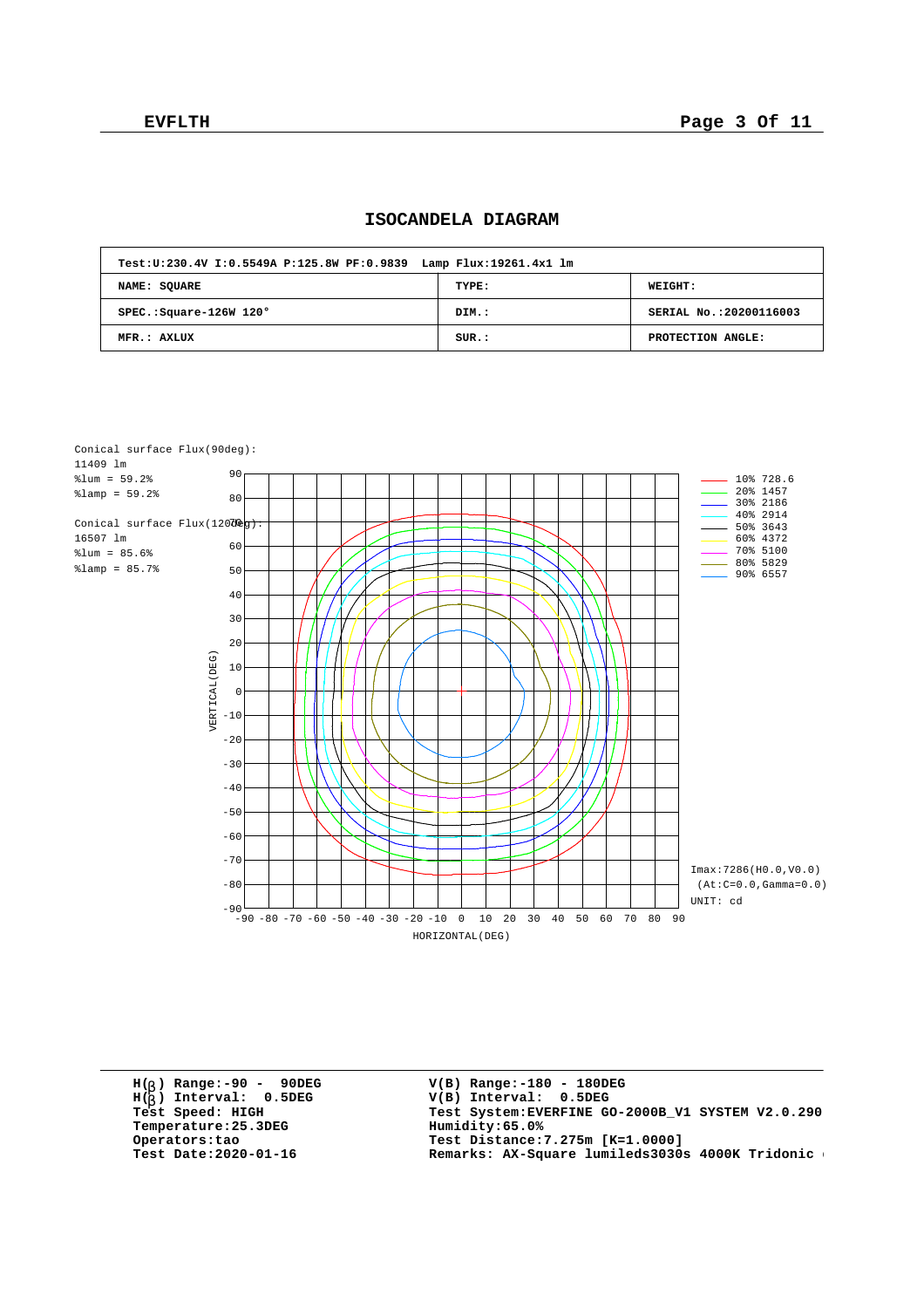# ISOCANDELA DIAGRAM

| Test:U:230.4V I:0.5549A P:125.8W PF:0.9839 Lamp Flux:19261.4x1 lm | | |
|---|---|---|
| NAME: SQUARE | TYPE: | WEIGHT: |
| SPEC.:Square-126W 120° | DIM.: | SERIAL No.:20200116003 |
| MFR.: AXLUX | SUR.: | PROTECTION ANGLE: |

Conical surface Flux(90deg):
11409 lm
%lum = 59.2%
%lamp = 59.2%

Conical surface Flux(120deg):
16507 lm
%lum = 85.6%
%lamp = 85.7%

| Level | cd |
|---|---|
| 10% | 728.6 |
| 20% | 1457 |
| 30% | 2186 |
| 40% | 2914 |
| 50% | 3643 |
| 60% | 4372 |
| 70% | 5100 |
| 80% | 5829 |
| 90% | 6557 |

Imax:7286(H0.0,V0.0)
(At:C=0.0,Gamma=0.0)
UNIT: cd

VERTICAL(DEG): -90 to 90
HORIZONTAL(DEG): -90 to 90

H(β) Range:-90 - 90DEG
H(β) Interval: 0.5DEG
Test Speed: HIGH
Temperature:25.3DEG
Operators:tao
Test Date:2020-01-16

V(B) Range:-180 - 180DEG
V(B) Interval: 0.5DEG
Test System:EVERFINE GO-2000B_V1 SYSTEM V2.0.290
Humidity:65.0%
Test Distance:7.275m [K=1.0000]
Remarks: AX-Square lumileds3030s 4000K Tridonic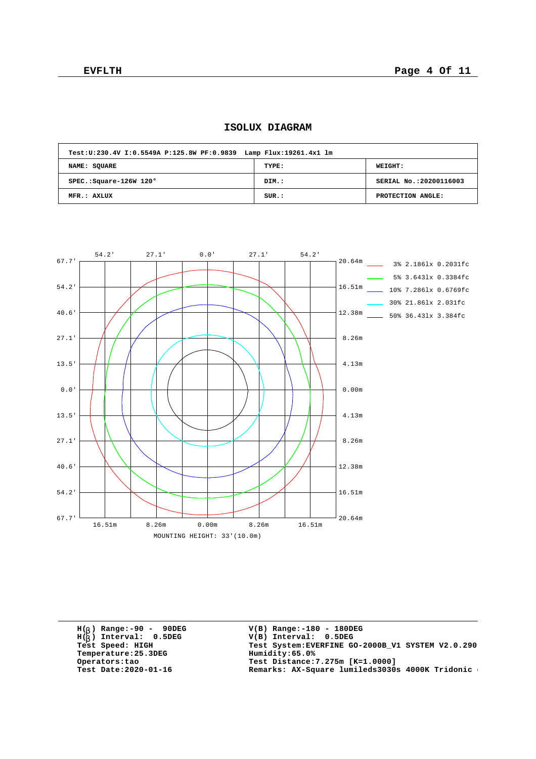# ISOLUX DIAGRAM

| Test:U:230.4V I:0.5549A P:125.8W PF:0.9839 Lamp Flux:19261.4x1 lm | | |
|---|---|---|
| NAME: SQUARE | TYPE: | WEIGHT: |
| SPEC.:Square-126W 120° | DIM.: | SERIAL No.:20200116003 |
| MFR.: AXLUX | SUR.: | PROTECTION ANGLE: |

| Level | lx | fc |
|---|---|---|
| 3% | 2.186lx | 0.2031fc |
| 5% | 3.643lx | 0.3384fc |
| 10% | 7.286lx | 0.6769fc |
| 30% | 21.86lx | 2.031fc |
| 50% | 36.43lx | 3.384fc |

MOUNTING HEIGHT: 33'(10.0m)

H(β) Range:-90 - 90DEG
H(β) Interval: 0.5DEG
Test Speed: HIGH
Temperature:25.3DEG
Operators:tao
Test Date:2020-01-16

V(B) Range:-180 - 180DEG
V(B) Interval: 0.5DEG
Test System:EVERFINE GO-2000B_V1 SYSTEM V2.0.290
Humidity:65.0%
Test Distance:7.275m [K=1.0000]
Remarks: AX-Square lumileds3030s 4000K Tridonic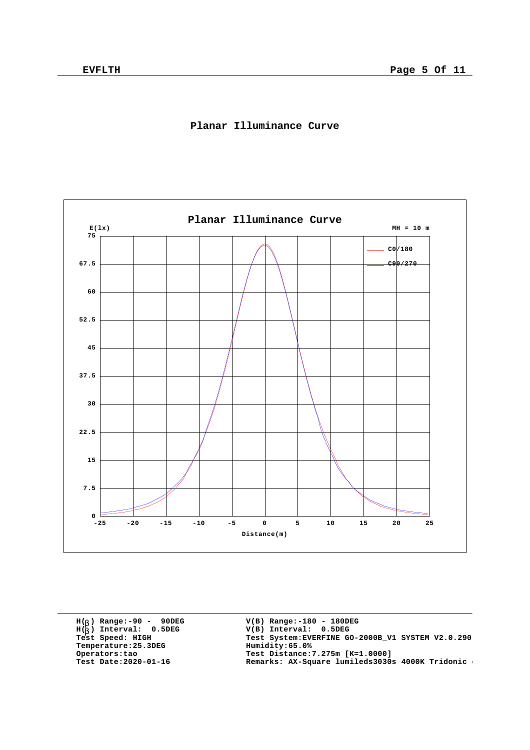## Planar Illuminance Curve

Planar Illuminance Curve

E(lx)

MH = 10 m

C0/180

C90/270

Distance(m)

H(β) Range:-90 - 90DEG
H(β) Interval: 0.5DEG
Test Speed: HIGH
Temperature:25.3DEG
Operators:tao
Test Date:2020-01-16

V(B) Range:-180 - 180DEG
V(B) Interval: 0.5DEG
Test System:EVERFINE GO-2000B_V1 SYSTEM V2.0.290
Humidity:65.0%
Test Distance:7.275m [K=1.0000]
Remarks: AX-Square lumileds3030s 4000K Tridonic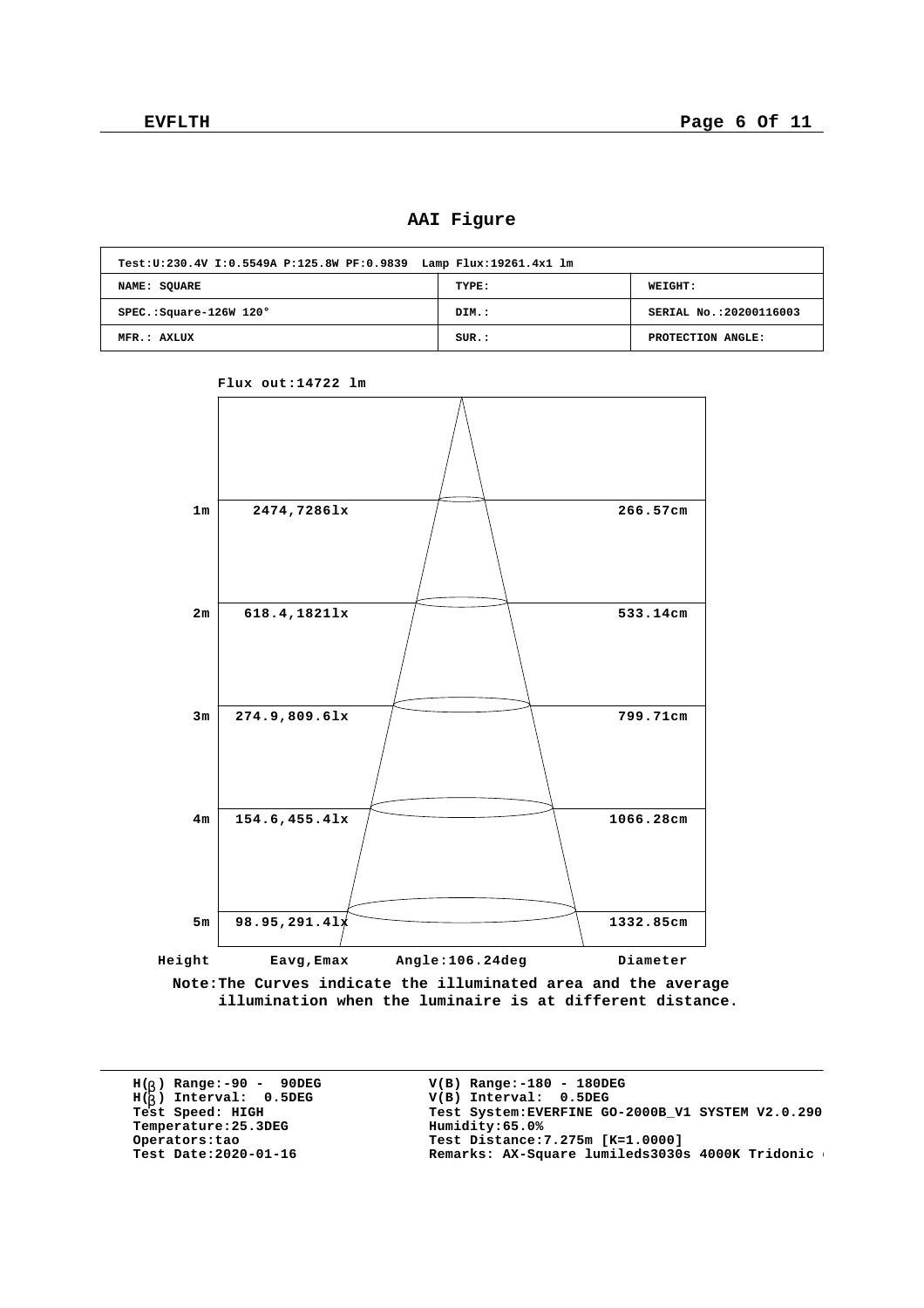# AAI Figure

| Test:U:230.4V I:0.5549A P:125.8W PF:0.9839 Lamp Flux:19261.4x1 lm | | |
|---|---|---|
| NAME: SQUARE | TYPE: | WEIGHT: |
| SPEC.:Square-126W 120° | DIM.: | SERIAL No.:20200116003 |
| MFR.: AXLUX | SUR.: | PROTECTION ANGLE: |

Flux out:14722 lm

| Height | Eavg,Emax | Diameter |
|---|---|---|
| 1m | 2474,7286lx | 266.57cm |
| 2m | 618.4,1821lx | 533.14cm |
| 3m | 274.9,809.6lx | 799.71cm |
| 4m | 154.6,455.4lx | 1066.28cm |
| 5m | 98.95,291.4lx | 1332.85cm |

Angle:106.24deg

Note:The Curves indicate the illuminated area and the average illumination when the luminaire is at different distance.

H(β) Range:-90 - 90DEG
H(β) Interval: 0.5DEG
Test Speed: HIGH
Temperature:25.3DEG
Operators:tao
Test Date:2020-01-16

V(B) Range:-180 - 180DEG
V(B) Interval: 0.5DEG
Test System:EVERFINE GO-2000B_V1 SYSTEM V2.0.290
Humidity:65.0%
Test Distance:7.275m [K=1.0000]
Remarks: AX-Square lumileds3030s 4000K Tridonic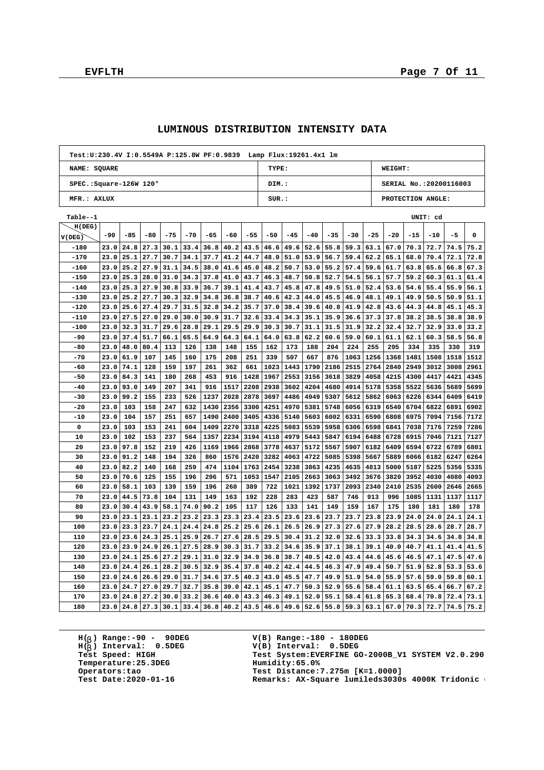# LUMINOUS DISTRIBUTION INTENSITY DATA

| Test:U:230.4V I:0.5549A P:125.8W PF:0.9839 Lamp Flux:19261.4x1 lm | | |
|---|---|---|
| NAME: SQUARE | TYPE: | WEIGHT: |
| SPEC.:Square-126W 120° | DIM.: | SERIAL No.:20200116003 |
| MFR.: AXLUX | SUR.: | PROTECTION ANGLE: |

Table--1 UNIT: cd

| V(DEG) \ H(DEG) | -90 | -85 | -80 | -75 | -70 | -65 | -60 | -55 | -50 | -45 | -40 | -35 | -30 | -25 | -20 | -15 | -10 | -5 | 0 |
|---|---|---|---|---|---|---|---|---|---|---|---|---|---|---|---|---|---|---|---|
| -180 | 23.0 | 24.8 | 27.3 | 30.1 | 33.4 | 36.8 | 40.2 | 43.5 | 46.6 | 49.6 | 52.6 | 55.8 | 59.3 | 63.1 | 67.0 | 70.3 | 72.7 | 74.5 | 75.2 |
| -170 | 23.0 | 25.1 | 27.7 | 30.7 | 34.1 | 37.7 | 41.2 | 44.7 | 48.0 | 51.0 | 53.9 | 56.7 | 59.4 | 62.2 | 65.1 | 68.0 | 70.4 | 72.1 | 72.8 |
| -160 | 23.0 | 25.2 | 27.9 | 31.1 | 34.5 | 38.0 | 41.6 | 45.0 | 48.2 | 50.7 | 53.0 | 55.2 | 57.4 | 59.6 | 61.7 | 63.8 | 65.6 | 66.8 | 67.3 |
| -150 | 23.0 | 25.3 | 28.0 | 31.0 | 34.3 | 37.8 | 41.0 | 43.7 | 46.3 | 48.7 | 50.8 | 52.7 | 54.5 | 56.1 | 57.7 | 59.2 | 60.3 | 61.1 | 61.4 |
| -140 | 23.0 | 25.3 | 27.9 | 30.8 | 33.9 | 36.7 | 39.1 | 41.4 | 43.7 | 45.8 | 47.8 | 49.5 | 51.0 | 52.4 | 53.6 | 54.6 | 55.4 | 55.9 | 56.1 |
| -130 | 23.0 | 25.2 | 27.7 | 30.3 | 32.9 | 34.8 | 36.8 | 38.7 | 40.6 | 42.3 | 44.0 | 45.5 | 46.9 | 48.1 | 49.1 | 49.9 | 50.5 | 50.9 | 51.1 |
| -120 | 23.0 | 25.6 | 27.4 | 29.7 | 31.5 | 32.8 | 34.2 | 35.7 | 37.0 | 38.4 | 39.6 | 40.8 | 41.9 | 42.8 | 43.6 | 44.3 | 44.8 | 45.1 | 45.3 |
| -110 | 23.0 | 27.5 | 27.0 | 29.0 | 30.0 | 30.9 | 31.7 | 32.6 | 33.4 | 34.3 | 35.1 | 35.9 | 36.6 | 37.3 | 37.8 | 38.2 | 38.5 | 38.8 | 38.9 |
| -100 | 23.0 | 32.3 | 31.7 | 29.6 | 28.8 | 29.1 | 29.5 | 29.9 | 30.3 | 30.7 | 31.1 | 31.5 | 31.9 | 32.2 | 32.4 | 32.7 | 32.9 | 33.0 | 33.2 |
| -90 | 23.0 | 37.4 | 51.7 | 66.1 | 65.5 | 64.9 | 64.3 | 64.1 | 64.0 | 63.8 | 62.2 | 60.6 | 59.0 | 60.1 | 61.1 | 62.1 | 60.3 | 58.5 | 56.8 |
| -80 | 23.0 | 48.0 | 80.4 | 113 | 126 | 138 | 148 | 155 | 162 | 173 | 188 | 204 | 224 | 255 | 295 | 334 | 335 | 330 | 319 |
| -70 | 23.0 | 61.9 | 107 | 145 | 160 | 175 | 208 | 251 | 339 | 507 | 667 | 876 | 1063 | 1256 | 1368 | 1481 | 1508 | 1518 | 1512 |
| -60 | 23.0 | 74.1 | 128 | 159 | 197 | 261 | 362 | 661 | 1023 | 1443 | 1790 | 2186 | 2515 | 2764 | 2840 | 2949 | 3012 | 3008 | 2961 |
| -50 | 23.0 | 84.3 | 141 | 180 | 268 | 453 | 916 | 1428 | 1967 | 2553 | 3156 | 3618 | 3829 | 4058 | 4215 | 4300 | 4417 | 4421 | 4345 |
| -40 | 23.0 | 93.0 | 149 | 207 | 341 | 916 | 1517 | 2208 | 2938 | 3602 | 4204 | 4680 | 4914 | 5178 | 5358 | 5522 | 5636 | 5689 | 5699 |
| -30 | 23.0 | 99.2 | 155 | 233 | 526 | 1237 | 2028 | 2878 | 3697 | 4486 | 4949 | 5307 | 5612 | 5862 | 6063 | 6226 | 6344 | 6409 | 6419 |
| -20 | 23.0 | 103 | 158 | 247 | 632 | 1430 | 2356 | 3300 | 4251 | 4970 | 5381 | 5748 | 6056 | 6319 | 6540 | 6704 | 6822 | 6891 | 6902 |
| -10 | 23.0 | 104 | 157 | 251 | 657 | 1490 | 2400 | 3405 | 4336 | 5140 | 5603 | 6002 | 6331 | 6590 | 6808 | 6975 | 7094 | 7156 | 7172 |
| 0 | 23.0 | 103 | 153 | 241 | 604 | 1409 | 2270 | 3318 | 4225 | 5083 | 5539 | 5958 | 6306 | 6598 | 6841 | 7038 | 7176 | 7259 | 7286 |
| 10 | 23.0 | 102 | 153 | 237 | 564 | 1357 | 2234 | 3194 | 4118 | 4979 | 5443 | 5847 | 6194 | 6488 | 6728 | 6915 | 7046 | 7121 | 7127 |
| 20 | 23.0 | 97.8 | 152 | 219 | 426 | 1169 | 1966 | 2868 | 3778 | 4637 | 5172 | 5567 | 5907 | 6182 | 6409 | 6594 | 6722 | 6789 | 6801 |
| 30 | 23.0 | 91.2 | 148 | 194 | 326 | 860 | 1576 | 2420 | 3282 | 4063 | 4722 | 5085 | 5398 | 5667 | 5889 | 6066 | 6182 | 6247 | 6264 |
| 40 | 23.0 | 82.2 | 140 | 168 | 259 | 474 | 1104 | 1763 | 2454 | 3238 | 3863 | 4235 | 4635 | 4813 | 5000 | 5187 | 5225 | 5356 | 5335 |
| 50 | 23.0 | 70.6 | 125 | 155 | 196 | 296 | 571 | 1053 | 1547 | 2105 | 2663 | 3063 | 3492 | 3676 | 3820 | 3952 | 4030 | 4080 | 4093 |
| 60 | 23.0 | 58.1 | 103 | 139 | 159 | 196 | 260 | 389 | 722 | 1021 | 1392 | 1737 | 2093 | 2340 | 2410 | 2535 | 2600 | 2646 | 2665 |
| 70 | 23.0 | 44.5 | 73.8 | 104 | 131 | 149 | 163 | 192 | 228 | 283 | 423 | 587 | 746 | 913 | 996 | 1085 | 1131 | 1137 | 1117 |
| 80 | 23.0 | 30.4 | 43.9 | 58.1 | 74.0 | 90.2 | 105 | 117 | 126 | 133 | 141 | 149 | 159 | 167 | 175 | 180 | 181 | 180 | 178 |
| 90 | 23.0 | 23.1 | 23.1 | 23.2 | 23.2 | 23.3 | 23.3 | 23.4 | 23.5 | 23.6 | 23.6 | 23.7 | 23.7 | 23.8 | 23.9 | 24.0 | 24.0 | 24.1 | 24.1 |
| 100 | 23.0 | 23.3 | 23.7 | 24.1 | 24.4 | 24.8 | 25.2 | 25.6 | 26.1 | 26.5 | 26.9 | 27.3 | 27.6 | 27.9 | 28.2 | 28.5 | 28.6 | 28.7 | 28.7 |
| 110 | 23.0 | 23.6 | 24.3 | 25.1 | 25.9 | 26.7 | 27.6 | 28.5 | 29.5 | 30.4 | 31.2 | 32.0 | 32.6 | 33.3 | 33.8 | 34.3 | 34.6 | 34.8 | 34.8 |
| 120 | 23.0 | 23.9 | 24.9 | 26.1 | 27.5 | 28.9 | 30.3 | 31.7 | 33.2 | 34.6 | 35.9 | 37.1 | 38.1 | 39.1 | 40.0 | 40.7 | 41.1 | 41.4 | 41.5 |
| 130 | 23.0 | 24.1 | 25.6 | 27.2 | 29.1 | 31.0 | 32.9 | 34.9 | 36.8 | 38.7 | 40.5 | 42.0 | 43.4 | 44.6 | 45.6 | 46.5 | 47.1 | 47.5 | 47.6 |
| 140 | 23.0 | 24.4 | 26.1 | 28.2 | 30.5 | 32.9 | 35.4 | 37.8 | 40.2 | 42.4 | 44.5 | 46.3 | 47.9 | 49.4 | 50.7 | 51.9 | 52.8 | 53.3 | 53.6 |
| 150 | 23.0 | 24.6 | 26.6 | 29.0 | 31.7 | 34.6 | 37.5 | 40.3 | 43.0 | 45.5 | 47.7 | 49.9 | 51.9 | 54.0 | 55.9 | 57.6 | 59.0 | 59.8 | 60.1 |
| 160 | 23.0 | 24.7 | 27.0 | 29.7 | 32.7 | 35.8 | 39.0 | 42.1 | 45.1 | 47.7 | 50.3 | 52.9 | 55.6 | 58.4 | 61.1 | 63.5 | 65.4 | 66.7 | 67.2 |
| 170 | 23.0 | 24.8 | 27.2 | 30.0 | 33.2 | 36.6 | 40.0 | 43.3 | 46.3 | 49.1 | 52.0 | 55.1 | 58.4 | 61.8 | 65.3 | 68.4 | 70.8 | 72.4 | 73.1 |
| 180 | 23.0 | 24.8 | 27.3 | 30.1 | 33.4 | 36.8 | 40.2 | 43.5 | 46.6 | 49.6 | 52.6 | 55.8 | 59.3 | 63.1 | 67.0 | 70.3 | 72.7 | 74.5 | 75.2 |

H(β) Range:-90 - 90DEG
H(β) Interval: 0.5DEG
Test Speed: HIGH
Temperature:25.3DEG
Operators:tao
Test Date:2020-01-16

V(B) Range:-180 - 180DEG
V(B) Interval: 0.5DEG
Test System:EVERFINE GO-2000B_V1 SYSTEM V2.0.290
Humidity:65.0%
Test Distance:7.275m [K=1.0000]
Remarks: AX-Square lumileds3030s 4000K Tridonic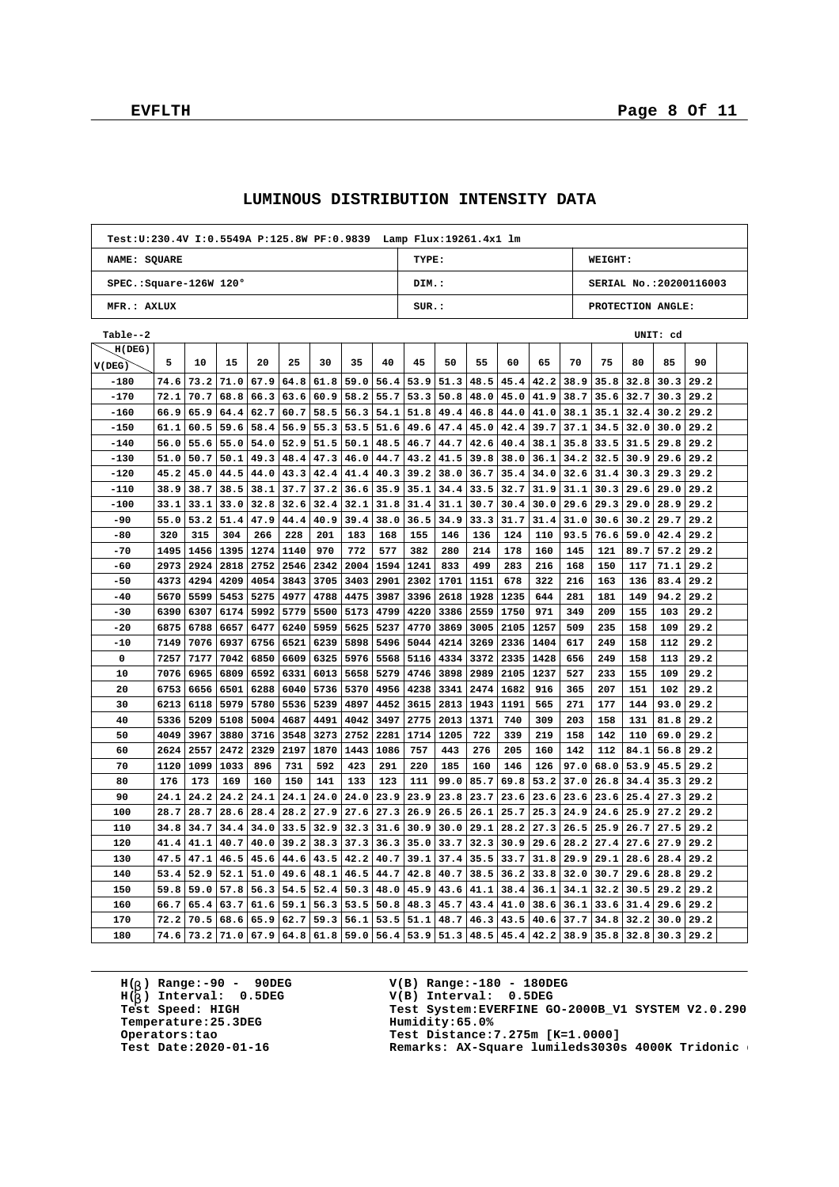# LUMINOUS DISTRIBUTION INTENSITY DATA

| Test:U:230.4V I:0.5549A P:125.8W PF:0.9839 Lamp Flux:19261.4x1 lm | | |
|---|---|---|
| NAME: SQUARE | TYPE: | WEIGHT: |
| SPEC.:Square-126W 120° | DIM.: | SERIAL No.:20200116003 |
| MFR.: AXLUX | SUR.: | PROTECTION ANGLE: |

Table--2 UNIT: cd

| H(DEG) / V(DEG) | 5 | 10 | 15 | 20 | 25 | 30 | 35 | 40 | 45 | 50 | 55 | 60 | 65 | 70 | 75 | 80 | 85 | 90 |
|---|---|---|---|---|---|---|---|---|---|---|---|---|---|---|---|---|---|---|
| -180 | 74.6 | 73.2 | 71.0 | 67.9 | 64.8 | 61.8 | 59.0 | 56.4 | 53.9 | 51.3 | 48.5 | 45.4 | 42.2 | 38.9 | 35.8 | 32.8 | 30.3 | 29.2 |
| -170 | 72.1 | 70.7 | 68.8 | 66.3 | 63.6 | 60.9 | 58.2 | 55.7 | 53.3 | 50.8 | 48.0 | 45.0 | 41.9 | 38.7 | 35.6 | 32.7 | 30.3 | 29.2 |
| -160 | 66.9 | 65.9 | 64.4 | 62.7 | 60.7 | 58.5 | 56.3 | 54.1 | 51.8 | 49.4 | 46.8 | 44.0 | 41.0 | 38.1 | 35.1 | 32.4 | 30.2 | 29.2 |
| -150 | 61.1 | 60.5 | 59.6 | 58.4 | 56.9 | 55.3 | 53.5 | 51.6 | 49.6 | 47.4 | 45.0 | 42.4 | 39.7 | 37.1 | 34.5 | 32.0 | 30.0 | 29.2 |
| -140 | 56.0 | 55.6 | 55.0 | 54.0 | 52.9 | 51.5 | 50.1 | 48.5 | 46.7 | 44.7 | 42.6 | 40.4 | 38.1 | 35.8 | 33.5 | 31.5 | 29.8 | 29.2 |
| -130 | 51.0 | 50.7 | 50.1 | 49.3 | 48.4 | 47.3 | 46.0 | 44.7 | 43.2 | 41.5 | 39.8 | 38.0 | 36.1 | 34.2 | 32.5 | 30.9 | 29.6 | 29.2 |
| -120 | 45.2 | 45.0 | 44.5 | 44.0 | 43.3 | 42.4 | 41.4 | 40.3 | 39.2 | 38.0 | 36.7 | 35.4 | 34.0 | 32.6 | 31.4 | 30.3 | 29.3 | 29.2 |
| -110 | 38.9 | 38.7 | 38.5 | 38.1 | 37.7 | 37.2 | 36.6 | 35.9 | 35.1 | 34.4 | 33.5 | 32.7 | 31.9 | 31.1 | 30.3 | 29.6 | 29.0 | 29.2 |
| -100 | 33.1 | 33.1 | 33.0 | 32.8 | 32.6 | 32.4 | 32.1 | 31.8 | 31.4 | 31.1 | 30.7 | 30.4 | 30.0 | 29.6 | 29.3 | 29.0 | 28.9 | 29.2 |
| -90 | 55.0 | 53.2 | 51.4 | 47.9 | 44.4 | 40.9 | 39.4 | 38.0 | 36.5 | 34.9 | 33.3 | 31.7 | 31.4 | 31.0 | 30.6 | 30.2 | 29.7 | 29.2 |
| -80 | 320 | 315 | 304 | 266 | 228 | 201 | 183 | 168 | 155 | 146 | 136 | 124 | 110 | 93.5 | 76.6 | 59.0 | 42.4 | 29.2 |
| -70 | 1495 | 1456 | 1395 | 1274 | 1140 | 970 | 772 | 577 | 382 | 280 | 214 | 178 | 160 | 145 | 121 | 89.7 | 57.2 | 29.2 |
| -60 | 2973 | 2924 | 2818 | 2752 | 2546 | 2342 | 2004 | 1594 | 1241 | 833 | 499 | 283 | 216 | 168 | 150 | 117 | 71.1 | 29.2 |
| -50 | 4373 | 4294 | 4209 | 4054 | 3843 | 3705 | 3403 | 2901 | 2302 | 1701 | 1151 | 678 | 322 | 216 | 163 | 136 | 83.4 | 29.2 |
| -40 | 5670 | 5599 | 5453 | 5275 | 4977 | 4788 | 4475 | 3987 | 3396 | 2618 | 1928 | 1235 | 644 | 281 | 181 | 149 | 94.2 | 29.2 |
| -30 | 6390 | 6307 | 6174 | 5992 | 5779 | 5500 | 5173 | 4799 | 4220 | 3386 | 2559 | 1750 | 971 | 349 | 209 | 155 | 103 | 29.2 |
| -20 | 6875 | 6788 | 6657 | 6477 | 6240 | 5959 | 5625 | 5237 | 4770 | 3869 | 3005 | 2105 | 1257 | 509 | 235 | 158 | 109 | 29.2 |
| -10 | 7149 | 7076 | 6937 | 6756 | 6521 | 6239 | 5898 | 5496 | 5044 | 4214 | 3269 | 2336 | 1404 | 617 | 249 | 158 | 112 | 29.2 |
| 0 | 7257 | 7177 | 7042 | 6850 | 6609 | 6325 | 5976 | 5568 | 5116 | 4334 | 3372 | 2335 | 1428 | 656 | 249 | 158 | 113 | 29.2 |
| 10 | 7076 | 6965 | 6809 | 6592 | 6331 | 6013 | 5658 | 5279 | 4746 | 3898 | 2989 | 2105 | 1237 | 527 | 233 | 155 | 109 | 29.2 |
| 20 | 6753 | 6656 | 6501 | 6288 | 6040 | 5736 | 5370 | 4956 | 4238 | 3341 | 2474 | 1682 | 916 | 365 | 207 | 151 | 102 | 29.2 |
| 30 | 6213 | 6118 | 5979 | 5780 | 5536 | 5239 | 4897 | 4452 | 3615 | 2813 | 1943 | 1191 | 565 | 271 | 177 | 144 | 93.0 | 29.2 |
| 40 | 5336 | 5209 | 5108 | 5004 | 4687 | 4491 | 4042 | 3497 | 2775 | 2013 | 1371 | 740 | 309 | 203 | 158 | 131 | 81.8 | 29.2 |
| 50 | 4049 | 3967 | 3880 | 3716 | 3548 | 3273 | 2752 | 2281 | 1714 | 1205 | 722 | 339 | 219 | 158 | 142 | 110 | 69.0 | 29.2 |
| 60 | 2624 | 2557 | 2472 | 2329 | 2197 | 1870 | 1443 | 1086 | 757 | 443 | 276 | 205 | 160 | 142 | 112 | 84.1 | 56.8 | 29.2 |
| 70 | 1120 | 1099 | 1033 | 896 | 731 | 592 | 423 | 291 | 220 | 185 | 160 | 146 | 126 | 97.0 | 68.0 | 53.9 | 45.5 | 29.2 |
| 80 | 176 | 173 | 169 | 160 | 150 | 141 | 133 | 123 | 111 | 99.0 | 85.7 | 69.8 | 53.2 | 37.0 | 26.8 | 34.4 | 35.3 | 29.2 |
| 90 | 24.1 | 24.2 | 24.2 | 24.1 | 24.1 | 24.0 | 24.0 | 23.9 | 23.9 | 23.8 | 23.7 | 23.6 | 23.6 | 23.6 | 23.6 | 25.4 | 27.3 | 29.2 |
| 100 | 28.7 | 28.7 | 28.6 | 28.4 | 28.2 | 27.9 | 27.6 | 27.3 | 26.9 | 26.5 | 26.1 | 25.7 | 25.3 | 24.9 | 24.6 | 25.9 | 27.2 | 29.2 |
| 110 | 34.8 | 34.7 | 34.4 | 34.0 | 33.5 | 32.9 | 32.3 | 31.6 | 30.9 | 30.0 | 29.1 | 28.2 | 27.3 | 26.5 | 25.9 | 26.7 | 27.5 | 29.2 |
| 120 | 41.4 | 41.1 | 40.7 | 40.0 | 39.2 | 38.3 | 37.3 | 36.3 | 35.0 | 33.7 | 32.3 | 30.9 | 29.6 | 28.2 | 27.4 | 27.6 | 27.9 | 29.2 |
| 130 | 47.5 | 47.1 | 46.5 | 45.6 | 44.6 | 43.5 | 42.2 | 40.7 | 39.1 | 37.4 | 35.5 | 33.7 | 31.8 | 29.9 | 29.1 | 28.6 | 28.4 | 29.2 |
| 140 | 53.4 | 52.9 | 52.1 | 51.0 | 49.6 | 48.1 | 46.5 | 44.7 | 42.8 | 40.7 | 38.5 | 36.2 | 33.8 | 32.0 | 30.7 | 29.6 | 28.8 | 29.2 |
| 150 | 59.8 | 59.0 | 57.8 | 56.3 | 54.5 | 52.4 | 50.3 | 48.0 | 45.9 | 43.6 | 41.1 | 38.4 | 36.1 | 34.1 | 32.2 | 30.5 | 29.2 | 29.2 |
| 160 | 66.7 | 65.4 | 63.7 | 61.6 | 59.1 | 56.3 | 53.5 | 50.8 | 48.3 | 45.7 | 43.4 | 41.0 | 38.6 | 36.1 | 33.6 | 31.4 | 29.6 | 29.2 |
| 170 | 72.2 | 70.5 | 68.6 | 65.9 | 62.7 | 59.3 | 56.1 | 53.5 | 51.1 | 48.7 | 46.3 | 43.5 | 40.6 | 37.7 | 34.8 | 32.2 | 30.0 | 29.2 |
| 180 | 74.6 | 73.2 | 71.0 | 67.9 | 64.8 | 61.8 | 59.0 | 56.4 | 53.9 | 51.3 | 48.5 | 45.4 | 42.2 | 38.9 | 35.8 | 32.8 | 30.3 | 29.2 |

H(β) Range:-90 - 90DEG
H(β) Interval: 0.5DEG
Test Speed: HIGH
Temperature:25.3DEG
Operators:tao
Test Date:2020-01-16

V(B) Range:-180 - 180DEG
V(B) Interval: 0.5DEG
Test System:EVERFINE GO-2000B_V1 SYSTEM V2.0.290
Humidity:65.0%
Test Distance:7.275m [K=1.0000]
Remarks: AX-Square lumileds3030s 4000K Tridonic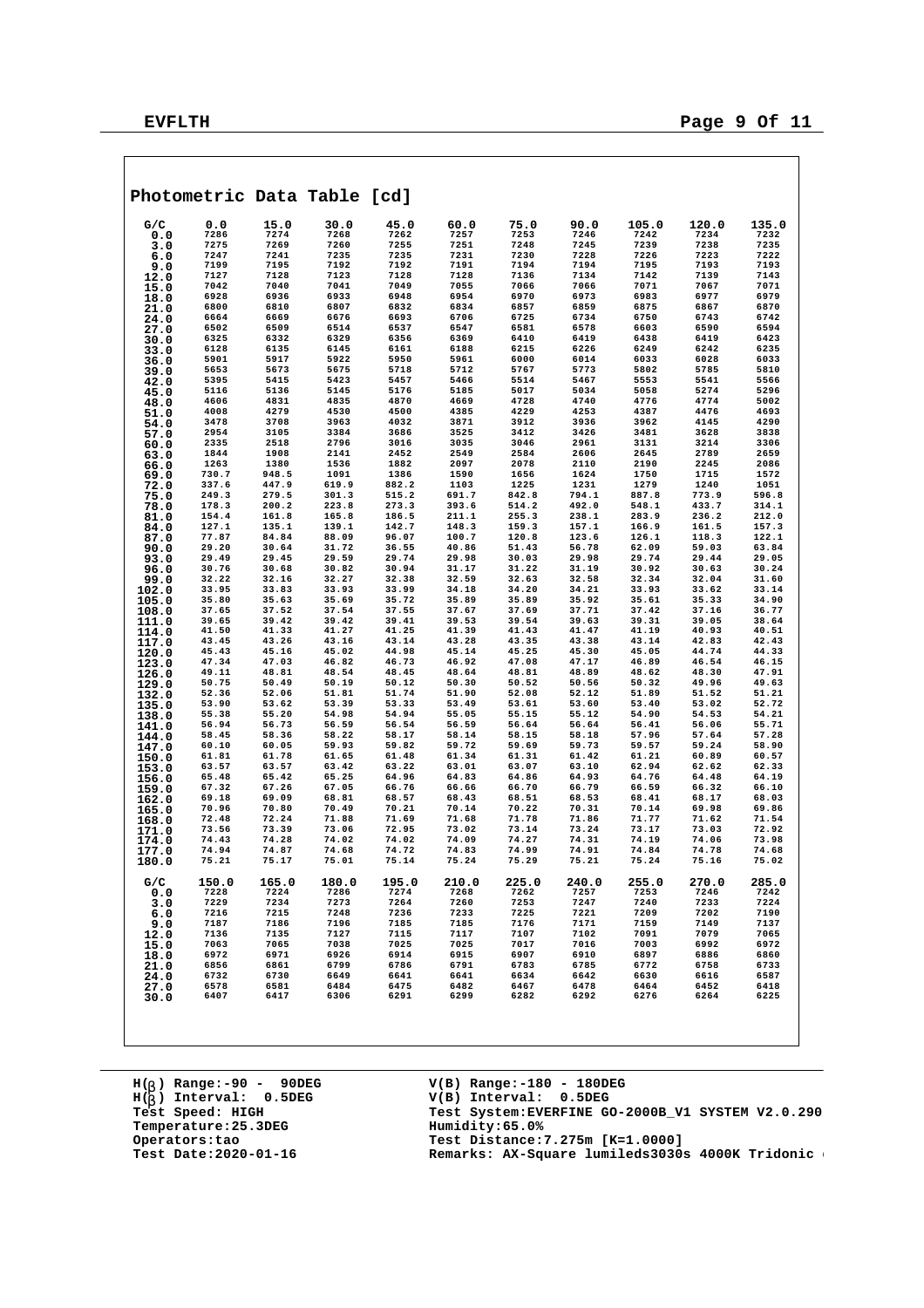## Photometric Data Table [cd]

| G/C | 0.0 | 15.0 | 30.0 | 45.0 | 60.0 | 75.0 | 90.0 | 105.0 | 120.0 | 135.0 |
|---|---|---|---|---|---|---|---|---|---|---|
| 0.0 | 7286 | 7274 | 7268 | 7262 | 7257 | 7253 | 7246 | 7242 | 7234 | 7232 |
| 3.0 | 7275 | 7269 | 7260 | 7255 | 7251 | 7248 | 7245 | 7239 | 7238 | 7235 |
| 6.0 | 7247 | 7241 | 7235 | 7235 | 7231 | 7230 | 7228 | 7226 | 7223 | 7222 |
| 9.0 | 7199 | 7195 | 7192 | 7192 | 7191 | 7194 | 7194 | 7195 | 7193 | 7193 |
| 12.0 | 7127 | 7128 | 7123 | 7128 | 7128 | 7136 | 7134 | 7142 | 7139 | 7143 |
| 15.0 | 7042 | 7040 | 7041 | 7049 | 7055 | 7066 | 7066 | 7071 | 7067 | 7071 |
| 18.0 | 6928 | 6936 | 6933 | 6948 | 6954 | 6970 | 6973 | 6983 | 6977 | 6979 |
| 21.0 | 6800 | 6810 | 6807 | 6832 | 6834 | 6857 | 6859 | 6875 | 6867 | 6870 |
| 24.0 | 6664 | 6669 | 6676 | 6693 | 6706 | 6725 | 6734 | 6750 | 6743 | 6742 |
| 27.0 | 6502 | 6509 | 6514 | 6537 | 6547 | 6581 | 6578 | 6603 | 6590 | 6594 |
| 30.0 | 6325 | 6332 | 6329 | 6356 | 6369 | 6410 | 6419 | 6438 | 6419 | 6423 |
| 33.0 | 6128 | 6135 | 6145 | 6161 | 6188 | 6215 | 6226 | 6249 | 6242 | 6235 |
| 36.0 | 5901 | 5917 | 5922 | 5950 | 5961 | 6000 | 6014 | 6033 | 6028 | 6033 |
| 39.0 | 5653 | 5673 | 5675 | 5718 | 5712 | 5767 | 5773 | 5802 | 5785 | 5810 |
| 42.0 | 5395 | 5415 | 5423 | 5457 | 5466 | 5514 | 5467 | 5553 | 5541 | 5566 |
| 45.0 | 5116 | 5136 | 5145 | 5176 | 5185 | 5017 | 5034 | 5058 | 5274 | 5296 |
| 48.0 | 4606 | 4831 | 4835 | 4870 | 4669 | 4728 | 4740 | 4776 | 4774 | 5002 |
| 51.0 | 4008 | 4279 | 4530 | 4500 | 4385 | 4229 | 4253 | 4387 | 4476 | 4693 |
| 54.0 | 3478 | 3708 | 3963 | 4032 | 3871 | 3912 | 3936 | 3962 | 4145 | 4290 |
| 57.0 | 2954 | 3105 | 3384 | 3686 | 3525 | 3412 | 3426 | 3481 | 3628 | 3838 |
| 60.0 | 2335 | 2518 | 2796 | 3016 | 3035 | 3046 | 2961 | 3131 | 3214 | 3306 |
| 63.0 | 1844 | 1908 | 2141 | 2452 | 2549 | 2584 | 2606 | 2645 | 2789 | 2659 |
| 66.0 | 1263 | 1380 | 1536 | 1882 | 2097 | 2078 | 2110 | 2190 | 2245 | 2086 |
| 69.0 | 730.7 | 948.5 | 1091 | 1386 | 1590 | 1656 | 1624 | 1750 | 1715 | 1572 |
| 72.0 | 337.6 | 447.9 | 619.9 | 882.2 | 1103 | 1225 | 1231 | 1279 | 1240 | 1051 |
| 75.0 | 249.3 | 279.5 | 301.3 | 515.2 | 691.7 | 842.8 | 794.1 | 887.8 | 773.9 | 596.8 |
| 78.0 | 178.3 | 200.2 | 223.8 | 273.3 | 393.6 | 514.2 | 492.0 | 548.1 | 433.7 | 314.1 |
| 81.0 | 154.4 | 161.8 | 165.8 | 186.5 | 211.1 | 255.3 | 238.1 | 283.9 | 236.2 | 212.0 |
| 84.0 | 127.1 | 135.1 | 139.1 | 142.7 | 148.3 | 159.3 | 157.1 | 166.9 | 161.5 | 157.3 |
| 87.0 | 77.87 | 84.84 | 88.09 | 96.07 | 100.7 | 120.8 | 123.6 | 126.1 | 118.3 | 122.1 |
| 90.0 | 29.20 | 30.64 | 31.72 | 36.55 | 40.86 | 51.43 | 56.78 | 62.09 | 59.03 | 63.84 |
| 93.0 | 29.49 | 29.45 | 29.59 | 29.74 | 29.98 | 30.03 | 29.98 | 29.74 | 29.44 | 29.05 |
| 96.0 | 30.76 | 30.68 | 30.82 | 30.94 | 31.17 | 31.22 | 31.19 | 30.92 | 30.63 | 30.24 |
| 99.0 | 32.22 | 32.16 | 32.27 | 32.38 | 32.59 | 32.63 | 32.58 | 32.34 | 32.04 | 31.60 |
| 102.0 | 33.95 | 33.83 | 33.93 | 33.99 | 34.18 | 34.20 | 34.21 | 33.93 | 33.62 | 33.14 |
| 105.0 | 35.80 | 35.63 | 35.69 | 35.72 | 35.89 | 35.89 | 35.92 | 35.61 | 35.33 | 34.90 |
| 108.0 | 37.65 | 37.52 | 37.54 | 37.55 | 37.67 | 37.69 | 37.71 | 37.42 | 37.16 | 36.77 |
| 111.0 | 39.65 | 39.42 | 39.42 | 39.41 | 39.53 | 39.54 | 39.63 | 39.31 | 39.05 | 38.64 |
| 114.0 | 41.50 | 41.33 | 41.27 | 41.25 | 41.39 | 41.43 | 41.47 | 41.19 | 40.93 | 40.51 |
| 117.0 | 43.45 | 43.26 | 43.16 | 43.14 | 43.28 | 43.35 | 43.38 | 43.14 | 42.83 | 42.43 |
| 120.0 | 45.43 | 45.16 | 45.02 | 44.98 | 45.14 | 45.25 | 45.30 | 45.05 | 44.74 | 44.33 |
| 123.0 | 47.34 | 47.03 | 46.82 | 46.73 | 46.92 | 47.08 | 47.17 | 46.89 | 46.54 | 46.15 |
| 126.0 | 49.11 | 48.81 | 48.54 | 48.45 | 48.64 | 48.81 | 48.89 | 48.62 | 48.30 | 47.91 |
| 129.0 | 50.75 | 50.49 | 50.19 | 50.12 | 50.30 | 50.52 | 50.56 | 50.32 | 49.96 | 49.63 |
| 132.0 | 52.36 | 52.06 | 51.81 | 51.74 | 51.90 | 52.08 | 52.12 | 51.89 | 51.52 | 51.21 |
| 135.0 | 53.90 | 53.62 | 53.39 | 53.33 | 53.49 | 53.61 | 53.60 | 53.40 | 53.02 | 52.72 |
| 138.0 | 55.38 | 55.20 | 54.98 | 54.94 | 55.05 | 55.15 | 55.12 | 54.90 | 54.53 | 54.21 |
| 141.0 | 56.94 | 56.73 | 56.59 | 56.54 | 56.59 | 56.64 | 56.64 | 56.41 | 56.06 | 55.71 |
| 144.0 | 58.45 | 58.36 | 58.22 | 58.17 | 58.14 | 58.15 | 58.18 | 57.96 | 57.64 | 57.28 |
| 147.0 | 60.10 | 60.05 | 59.93 | 59.82 | 59.72 | 59.69 | 59.73 | 59.57 | 59.24 | 58.90 |
| 150.0 | 61.81 | 61.78 | 61.65 | 61.48 | 61.34 | 61.31 | 61.42 | 61.21 | 60.89 | 60.57 |
| 153.0 | 63.57 | 63.57 | 63.42 | 63.22 | 63.01 | 63.07 | 63.10 | 62.94 | 62.62 | 62.33 |
| 156.0 | 65.48 | 65.42 | 65.25 | 64.96 | 64.83 | 64.86 | 64.93 | 64.76 | 64.48 | 64.19 |
| 159.0 | 67.32 | 67.26 | 67.05 | 66.76 | 66.66 | 66.70 | 66.79 | 66.59 | 66.32 | 66.10 |
| 162.0 | 69.18 | 69.09 | 68.81 | 68.57 | 68.43 | 68.51 | 68.53 | 68.41 | 68.17 | 68.03 |
| 165.0 | 70.96 | 70.80 | 70.49 | 70.21 | 70.14 | 70.22 | 70.31 | 70.14 | 69.98 | 69.86 |
| 168.0 | 72.48 | 72.24 | 71.88 | 71.69 | 71.68 | 71.78 | 71.86 | 71.77 | 71.62 | 71.54 |
| 171.0 | 73.56 | 73.39 | 73.06 | 72.95 | 73.02 | 73.14 | 73.24 | 73.17 | 73.03 | 72.92 |
| 174.0 | 74.43 | 74.28 | 74.02 | 74.02 | 74.09 | 74.27 | 74.31 | 74.19 | 74.06 | 73.98 |
| 177.0 | 74.94 | 74.87 | 74.68 | 74.72 | 74.83 | 74.99 | 74.91 | 74.84 | 74.78 | 74.68 |
| 180.0 | 75.21 | 75.17 | 75.01 | 75.14 | 75.24 | 75.29 | 75.21 | 75.24 | 75.16 | 75.02 |

| G/C | 150.0 | 165.0 | 180.0 | 195.0 | 210.0 | 225.0 | 240.0 | 255.0 | 270.0 | 285.0 |
|---|---|---|---|---|---|---|---|---|---|---|
| 0.0 | 7228 | 7224 | 7286 | 7274 | 7268 | 7262 | 7257 | 7253 | 7246 | 7242 |
| 3.0 | 7229 | 7234 | 7273 | 7264 | 7260 | 7253 | 7247 | 7240 | 7233 | 7224 |
| 6.0 | 7216 | 7215 | 7248 | 7236 | 7233 | 7225 | 7221 | 7209 | 7202 | 7190 |
| 9.0 | 7187 | 7186 | 7196 | 7185 | 7185 | 7176 | 7171 | 7159 | 7149 | 7137 |
| 12.0 | 7136 | 7135 | 7127 | 7115 | 7117 | 7107 | 7102 | 7091 | 7079 | 7065 |
| 15.0 | 7063 | 7065 | 7038 | 7025 | 7025 | 7017 | 7016 | 7003 | 6992 | 6972 |
| 18.0 | 6972 | 6971 | 6926 | 6914 | 6915 | 6907 | 6910 | 6897 | 6886 | 6860 |
| 21.0 | 6856 | 6861 | 6799 | 6786 | 6791 | 6783 | 6785 | 6772 | 6758 | 6733 |
| 24.0 | 6732 | 6730 | 6649 | 6641 | 6641 | 6634 | 6642 | 6630 | 6616 | 6587 |
| 27.0 | 6578 | 6581 | 6484 | 6475 | 6482 | 6467 | 6478 | 6464 | 6452 | 6418 |
| 30.0 | 6407 | 6417 | 6306 | 6291 | 6299 | 6282 | 6292 | 6276 | 6264 | 6225 |

H(β) Range:-90 - 90DEG
H(β) Interval: 0.5DEG
Test Speed: HIGH
Temperature:25.3DEG
Operators:tao
Test Date:2020-01-16

V(B) Range:-180 - 180DEG
V(B) Interval: 0.5DEG
Test System:EVERFINE GO-2000B_V1 SYSTEM V2.0.290
Humidity:65.0%
Test Distance:7.275m [K=1.0000]
Remarks: AX-Square lumileds3030s 4000K Tridonic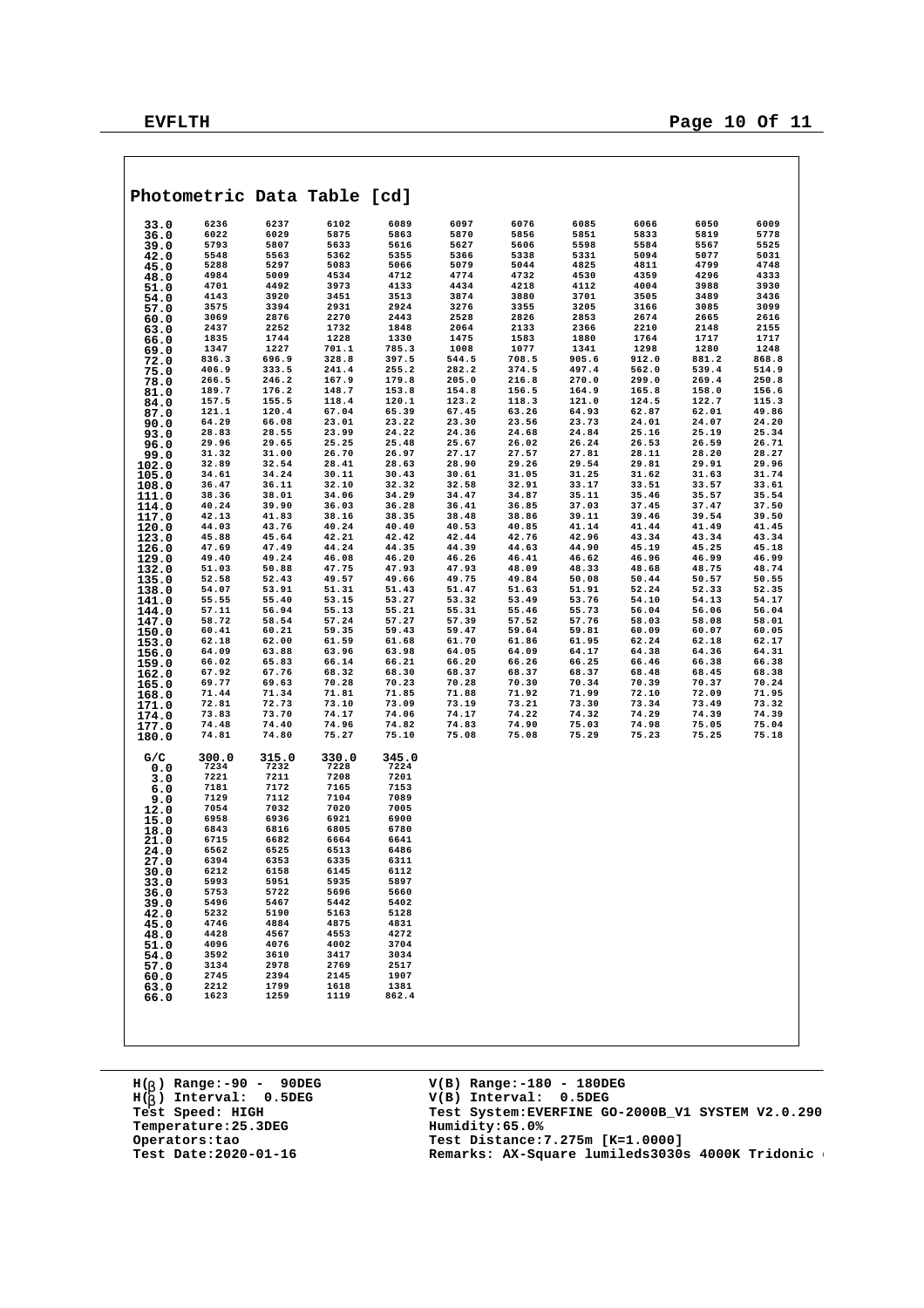## Photometric Data Table [cd]

| | | | | | | | | | | |
|---|---|---|---|---|---|---|---|---|---|---|
| 33.0 | 6236 | 6237 | 6102 | 6089 | 6097 | 6076 | 6085 | 6066 | 6050 | 6009 |
| 36.0 | 6022 | 6029 | 5875 | 5863 | 5870 | 5856 | 5851 | 5833 | 5819 | 5778 |
| 39.0 | 5793 | 5807 | 5633 | 5616 | 5627 | 5606 | 5598 | 5584 | 5567 | 5525 |
| 42.0 | 5548 | 5563 | 5362 | 5355 | 5366 | 5338 | 5331 | 5094 | 5077 | 5031 |
| 45.0 | 5288 | 5297 | 5083 | 5066 | 5079 | 5044 | 4825 | 4811 | 4799 | 4748 |
| 48.0 | 4984 | 5009 | 4534 | 4712 | 4774 | 4732 | 4530 | 4359 | 4296 | 4333 |
| 51.0 | 4701 | 4492 | 3973 | 4133 | 4434 | 4218 | 4112 | 4004 | 3988 | 3930 |
| 54.0 | 4143 | 3920 | 3451 | 3513 | 3874 | 3880 | 3701 | 3505 | 3489 | 3436 |
| 57.0 | 3575 | 3394 | 2931 | 2924 | 3276 | 3355 | 3205 | 3166 | 3085 | 3099 |
| 60.0 | 3069 | 2876 | 2270 | 2443 | 2528 | 2826 | 2853 | 2674 | 2665 | 2616 |
| 63.0 | 2437 | 2252 | 1732 | 1848 | 2064 | 2133 | 2366 | 2210 | 2148 | 2155 |
| 66.0 | 1835 | 1744 | 1228 | 1330 | 1475 | 1583 | 1880 | 1764 | 1717 | 1717 |
| 69.0 | 1347 | 1227 | 701.1 | 785.3 | 1008 | 1077 | 1341 | 1298 | 1280 | 1248 |
| 72.0 | 836.3 | 696.9 | 328.8 | 397.5 | 544.5 | 708.5 | 905.6 | 912.0 | 881.2 | 868.8 |
| 75.0 | 406.9 | 333.5 | 241.4 | 255.2 | 282.2 | 374.5 | 497.4 | 562.0 | 539.4 | 514.9 |
| 78.0 | 266.5 | 246.2 | 167.9 | 179.8 | 205.0 | 216.8 | 270.0 | 299.0 | 269.4 | 250.8 |
| 81.0 | 189.7 | 176.2 | 148.7 | 153.8 | 154.8 | 156.5 | 164.9 | 165.8 | 158.0 | 156.6 |
| 84.0 | 157.5 | 155.5 | 118.4 | 120.1 | 123.2 | 118.3 | 121.0 | 124.5 | 122.7 | 115.3 |
| 87.0 | 121.1 | 120.4 | 67.04 | 65.39 | 67.45 | 63.26 | 64.93 | 62.87 | 62.01 | 49.86 |
| 90.0 | 64.29 | 66.08 | 23.01 | 23.22 | 23.30 | 23.56 | 23.73 | 24.01 | 24.07 | 24.20 |
| 93.0 | 28.83 | 28.55 | 23.99 | 24.22 | 24.36 | 24.68 | 24.84 | 25.16 | 25.19 | 25.34 |
| 96.0 | 29.96 | 29.65 | 25.25 | 25.48 | 25.67 | 26.02 | 26.24 | 26.53 | 26.59 | 26.71 |
| 99.0 | 31.32 | 31.00 | 26.70 | 26.97 | 27.17 | 27.57 | 27.81 | 28.11 | 28.20 | 28.27 |
| 102.0 | 32.89 | 32.54 | 28.41 | 28.63 | 28.90 | 29.26 | 29.54 | 29.81 | 29.91 | 29.96 |
| 105.0 | 34.61 | 34.24 | 30.11 | 30.43 | 30.61 | 31.05 | 31.25 | 31.62 | 31.63 | 31.74 |
| 108.0 | 36.47 | 36.11 | 32.10 | 32.32 | 32.58 | 32.91 | 33.17 | 33.51 | 33.57 | 33.61 |
| 111.0 | 38.36 | 38.01 | 34.06 | 34.29 | 34.47 | 34.87 | 35.11 | 35.46 | 35.57 | 35.54 |
| 114.0 | 40.24 | 39.90 | 36.03 | 36.28 | 36.41 | 36.85 | 37.03 | 37.45 | 37.47 | 37.50 |
| 117.0 | 42.13 | 41.83 | 38.16 | 38.35 | 38.48 | 38.86 | 39.11 | 39.46 | 39.54 | 39.50 |
| 120.0 | 44.03 | 43.76 | 40.24 | 40.40 | 40.53 | 40.85 | 41.14 | 41.44 | 41.49 | 41.45 |
| 123.0 | 45.88 | 45.64 | 42.21 | 42.42 | 42.44 | 42.76 | 42.96 | 43.34 | 43.34 | 43.34 |
| 126.0 | 47.69 | 47.49 | 44.24 | 44.35 | 44.39 | 44.63 | 44.90 | 45.19 | 45.25 | 45.18 |
| 129.0 | 49.40 | 49.24 | 46.08 | 46.20 | 46.26 | 46.41 | 46.62 | 46.96 | 46.99 | 46.99 |
| 132.0 | 51.03 | 50.88 | 47.75 | 47.93 | 47.93 | 48.09 | 48.33 | 48.68 | 48.75 | 48.74 |
| 135.0 | 52.58 | 52.43 | 49.57 | 49.66 | 49.75 | 49.84 | 50.08 | 50.44 | 50.57 | 50.55 |
| 138.0 | 54.07 | 53.91 | 51.31 | 51.43 | 51.47 | 51.63 | 51.91 | 52.24 | 52.33 | 52.35 |
| 141.0 | 55.55 | 55.40 | 53.15 | 53.27 | 53.32 | 53.49 | 53.76 | 54.10 | 54.13 | 54.17 |
| 144.0 | 57.11 | 56.94 | 55.13 | 55.21 | 55.31 | 55.46 | 55.73 | 56.04 | 56.06 | 56.04 |
| 147.0 | 58.72 | 58.54 | 57.24 | 57.27 | 57.39 | 57.52 | 57.76 | 58.03 | 58.08 | 58.01 |
| 150.0 | 60.41 | 60.21 | 59.35 | 59.43 | 59.47 | 59.64 | 59.81 | 60.09 | 60.07 | 60.05 |
| 153.0 | 62.18 | 62.00 | 61.59 | 61.68 | 61.70 | 61.86 | 61.95 | 62.24 | 62.18 | 62.17 |
| 156.0 | 64.09 | 63.88 | 63.96 | 63.98 | 64.05 | 64.09 | 64.17 | 64.38 | 64.36 | 64.31 |
| 159.0 | 66.02 | 65.83 | 66.14 | 66.21 | 66.20 | 66.26 | 66.25 | 66.46 | 66.38 | 66.38 |
| 162.0 | 67.92 | 67.76 | 68.32 | 68.30 | 68.37 | 68.37 | 68.37 | 68.48 | 68.45 | 68.38 |
| 165.0 | 69.77 | 69.63 | 70.28 | 70.23 | 70.28 | 70.30 | 70.34 | 70.39 | 70.37 | 70.24 |
| 168.0 | 71.44 | 71.34 | 71.81 | 71.85 | 71.88 | 71.92 | 71.99 | 72.10 | 72.09 | 71.95 |
| 171.0 | 72.81 | 72.73 | 73.10 | 73.09 | 73.19 | 73.21 | 73.30 | 73.34 | 73.49 | 73.32 |
| 174.0 | 73.83 | 73.70 | 74.17 | 74.06 | 74.17 | 74.22 | 74.32 | 74.29 | 74.39 | 74.39 |
| 177.0 | 74.48 | 74.40 | 74.96 | 74.82 | 74.83 | 74.90 | 75.03 | 74.98 | 75.05 | 75.04 |
| 180.0 | 74.81 | 74.80 | 75.27 | 75.10 | 75.08 | 75.08 | 75.29 | 75.23 | 75.25 | 75.18 |

| G/C | 300.0 | 315.0 | 330.0 | 345.0 |
|---|---|---|---|---|
| 0.0 | 7234 | 7232 | 7228 | 7224 |
| 3.0 | 7221 | 7211 | 7208 | 7201 |
| 6.0 | 7181 | 7172 | 7165 | 7153 |
| 9.0 | 7129 | 7112 | 7104 | 7089 |
| 12.0 | 7054 | 7032 | 7020 | 7005 |
| 15.0 | 6958 | 6936 | 6921 | 6900 |
| 18.0 | 6843 | 6816 | 6805 | 6780 |
| 21.0 | 6715 | 6682 | 6664 | 6641 |
| 24.0 | 6562 | 6525 | 6513 | 6486 |
| 27.0 | 6394 | 6353 | 6335 | 6311 |
| 30.0 | 6212 | 6158 | 6145 | 6112 |
| 33.0 | 5993 | 5951 | 5935 | 5897 |
| 36.0 | 5753 | 5722 | 5696 | 5660 |
| 39.0 | 5496 | 5467 | 5442 | 5402 |
| 42.0 | 5232 | 5190 | 5163 | 5128 |
| 45.0 | 4746 | 4884 | 4875 | 4831 |
| 48.0 | 4428 | 4567 | 4553 | 4272 |
| 51.0 | 4096 | 4076 | 4002 | 3704 |
| 54.0 | 3592 | 3610 | 3417 | 3034 |
| 57.0 | 3134 | 2978 | 2769 | 2517 |
| 60.0 | 2745 | 2394 | 2145 | 1907 |
| 63.0 | 2212 | 1799 | 1618 | 1381 |
| 66.0 | 1623 | 1259 | 1119 | 862.4 |

H(β) Range:-90 - 90DEG
H(β) Interval: 0.5DEG
Test Speed: HIGH
Temperature:25.3DEG
Operators:tao
Test Date:2020-01-16

V(B) Range:-180 - 180DEG
V(B) Interval: 0.5DEG
Test System:EVERFINE GO-2000B_V1 SYSTEM V2.0.290
Humidity:65.0%
Test Distance:7.275m [K=1.0000]
Remarks: AX-Square lumileds3030s 4000K Tridonic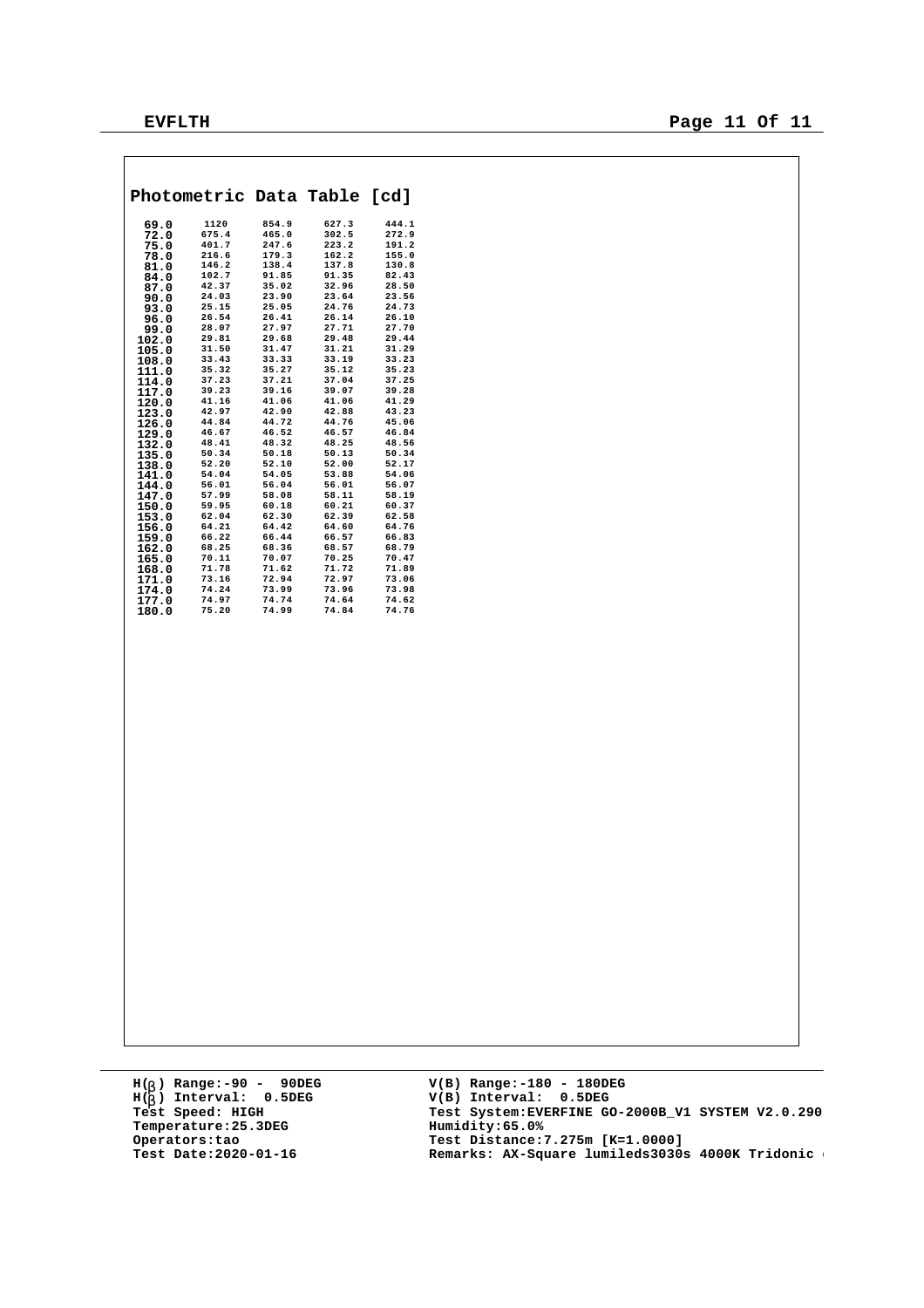## Photometric Data Table [cd]

| | | | | |
|---|---|---|---|---|
| 69.0 | 1120 | 854.9 | 627.3 | 444.1 |
| 72.0 | 675.4 | 465.0 | 302.5 | 272.9 |
| 75.0 | 401.7 | 247.6 | 223.2 | 191.2 |
| 78.0 | 216.6 | 179.3 | 162.2 | 155.0 |
| 81.0 | 146.2 | 138.4 | 137.8 | 130.8 |
| 84.0 | 102.7 | 91.85 | 91.35 | 82.43 |
| 87.0 | 42.37 | 35.02 | 32.96 | 28.50 |
| 90.0 | 24.03 | 23.90 | 23.64 | 23.56 |
| 93.0 | 25.15 | 25.05 | 24.76 | 24.73 |
| 96.0 | 26.54 | 26.41 | 26.14 | 26.10 |
| 99.0 | 28.07 | 27.97 | 27.71 | 27.70 |
| 102.0 | 29.81 | 29.68 | 29.48 | 29.44 |
| 105.0 | 31.50 | 31.47 | 31.21 | 31.29 |
| 108.0 | 33.43 | 33.33 | 33.19 | 33.23 |
| 111.0 | 35.32 | 35.27 | 35.12 | 35.23 |
| 114.0 | 37.23 | 37.21 | 37.04 | 37.25 |
| 117.0 | 39.23 | 39.16 | 39.07 | 39.28 |
| 120.0 | 41.16 | 41.06 | 41.06 | 41.29 |
| 123.0 | 42.97 | 42.90 | 42.88 | 43.23 |
| 126.0 | 44.84 | 44.72 | 44.76 | 45.06 |
| 129.0 | 46.67 | 46.52 | 46.57 | 46.84 |
| 132.0 | 48.41 | 48.32 | 48.25 | 48.56 |
| 135.0 | 50.34 | 50.18 | 50.13 | 50.34 |
| 138.0 | 52.20 | 52.10 | 52.00 | 52.17 |
| 141.0 | 54.04 | 54.05 | 53.88 | 54.06 |
| 144.0 | 56.01 | 56.04 | 56.01 | 56.07 |
| 147.0 | 57.99 | 58.08 | 58.11 | 58.19 |
| 150.0 | 59.95 | 60.18 | 60.21 | 60.37 |
| 153.0 | 62.04 | 62.30 | 62.39 | 62.58 |
| 156.0 | 64.21 | 64.42 | 64.60 | 64.76 |
| 159.0 | 66.22 | 66.44 | 66.57 | 66.83 |
| 162.0 | 68.25 | 68.36 | 68.57 | 68.79 |
| 165.0 | 70.11 | 70.07 | 70.25 | 70.47 |
| 168.0 | 71.78 | 71.62 | 71.72 | 71.89 |
| 171.0 | 73.16 | 72.94 | 72.97 | 73.06 |
| 174.0 | 74.24 | 73.99 | 73.96 | 73.98 |
| 177.0 | 74.97 | 74.74 | 74.64 | 74.62 |
| 180.0 | 75.20 | 74.99 | 74.84 | 74.76 |

H(β) Range:-90 - 90DEG
H(β) Interval: 0.5DEG
Test Speed: HIGH
Temperature:25.3DEG
Operators:tao
Test Date:2020-01-16

V(B) Range:-180 - 180DEG
V(B) Interval: 0.5DEG
Test System:EVERFINE GO-2000B_V1 SYSTEM V2.0.290
Humidity:65.0%
Test Distance:7.275m [K=1.0000]
Remarks: AX-Square lumileds3030s 4000K Tridonic